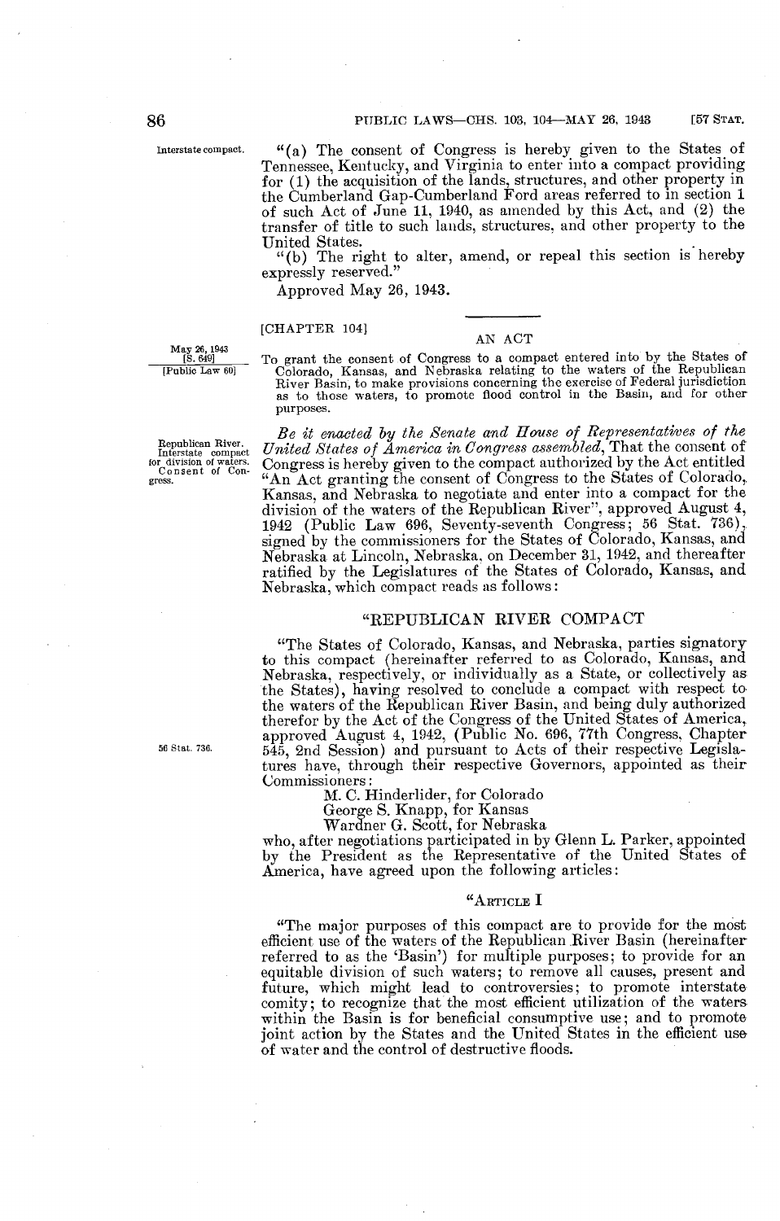"(a) The consent of Congress is hereby given to the States of Tennessee, Kentucky, and Virginia to enter into a compact providing for (1) the acquisition of the lands, structures, and other property in the Cumberland Gap-Cumberland Ford areas referred to in section 1 of such Act of June 11, 1940, as amended by this Act, and (2) the transfer of title to such lands, structures, and other property to the United States.

"(b) The right to alter, amend, or repeal this section is hereby expressly reserved."

Approved May 26, 1943.

[CHAPTER 104]

## AN ACT

May 26, 1943
[S. 649]
[Public Law 60]

To grant the consent of Congress to a compact entered into by the States of Colorado, Kansas, and Nebraska relating to the waters of the Republican River Basin, to make provisions concerning the exercise of Federal jurisdiction as to those waters, to promote flood control in the Basin, and for other purposes.

Republican River. Interstate compact for division of waters. Consent of Congress.

*Be it enacted by the Senate and House of Representatives of the United States of America in Congress assembled*, That the consent of Congress is hereby given to the compact authorized by the Act entitled "An Act granting the consent of Congress to the States of Colorado, Kansas, and Nebraska to negotiate and enter into a compact for the division of the waters of the Republican River", approved August 4, 1942 (Public Law 696, Seventy-seventh Congress; 56 Stat. 736), signed by the commissioners for the States of Colorado, Kansas, and Nebraska at Lincoln, Nebraska, on December 31, 1942, and thereafter ratified by the Legislatures of the States of Colorado, Kansas, and Nebraska, which compact reads as follows:

## "REPUBLICAN RIVER COMPACT

"The States of Colorado, Kansas, and Nebraska, parties signatory to this compact (hereinafter referred to as Colorado, Kansas, and Nebraska, respectively, or individually as a State, or collectively as the States), having resolved to conclude a compact with respect to the waters of the Republican River Basin, and being duly authorized therefor by the Act of the Congress of the United States of America, approved August 4, 1942, (Public No. 696, 77th Congress, Chapter 545, 2nd Session) and pursuant to Acts of their respective Legislatures have, through their respective Governors, appointed as their Commissioners:

56 Stat. 736.

M. C. Hinderlider, for Colorado
George S. Knapp, for Kansas
Wardner G. Scott, for Nebraska

who, after negotiations participated in by Glenn L. Parker, appointed by the President as the Representative of the United States of America, have agreed upon the following articles:

### "Article I

"The major purposes of this compact are to provide for the most efficient use of the waters of the Republican River Basin (hereinafter referred to as the 'Basin') for multiple purposes; to provide for an equitable division of such waters; to remove all causes, present and future, which might lead to controversies; to promote interstate comity; to recognize that the most efficient utilization of the waters within the Basin is for beneficial consumptive use; and to promote joint action by the States and the United States in the efficient use of water and the control of destructive floods.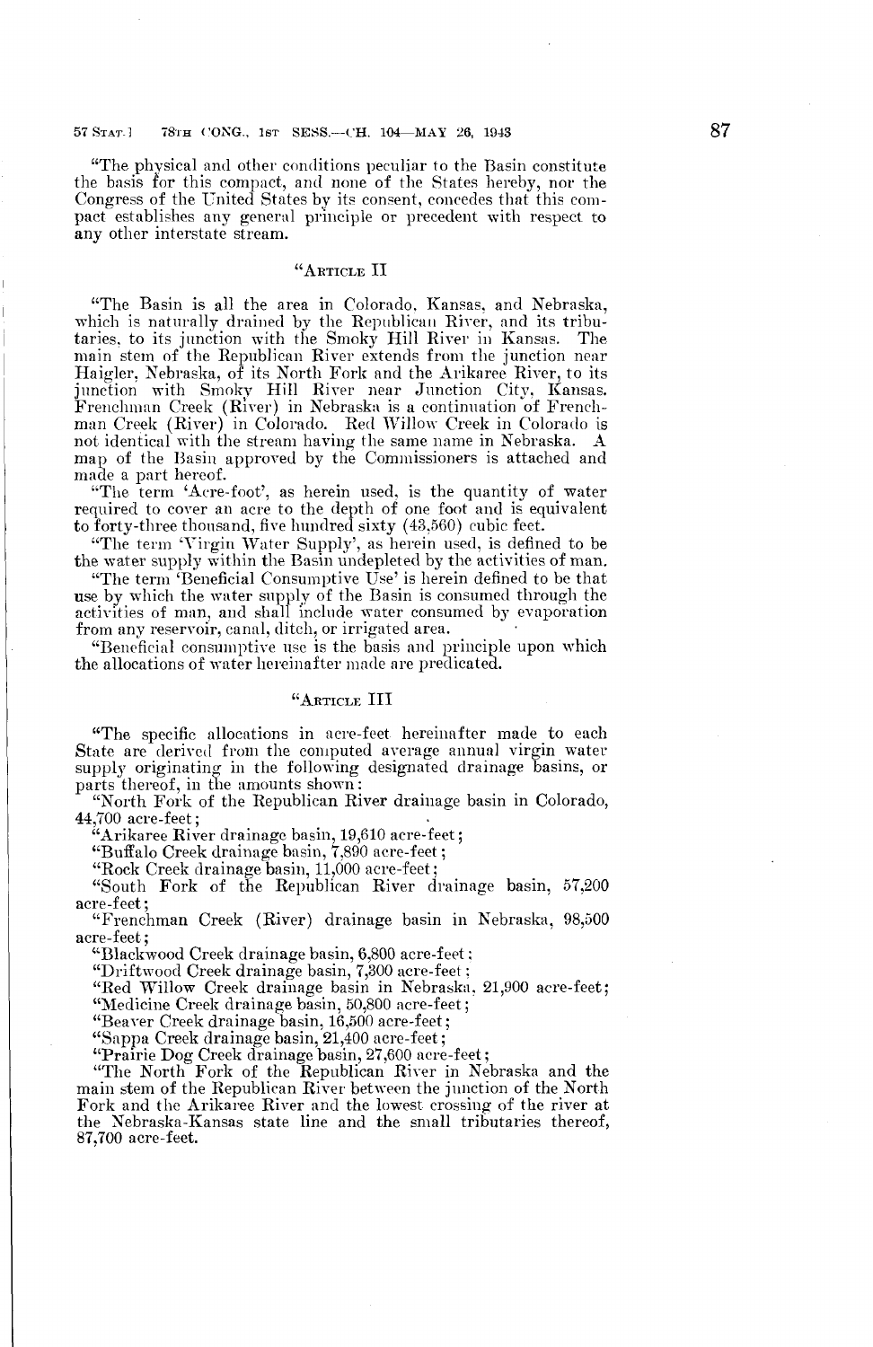"The physical and other conditions peculiar to the Basin constitute the basis for this compact, and none of the States hereby, nor the Congress of the United States by its consent, concedes that this compact establishes any general principle or precedent with respect to any other interstate stream.

### "Article II

"The Basin is all the area in Colorado, Kansas, and Nebraska, which is naturally drained by the Republican River, and its tributaries, to its junction with the Smoky Hill River in Kansas. The main stem of the Republican River extends from the junction near Haigler, Nebraska, of its North Fork and the Arikaree River, to its junction with Smoky Hill River near Junction City, Kansas. Frenchman Creek (River) in Nebraska is a continuation of Frenchman Creek (River) in Colorado. Red Willow Creek in Colorado is not identical with the stream having the same name in Nebraska. A map of the Basin approved by the Commissioners is attached and made a part hereof.

"The term 'Acre-foot', as herein used, is the quantity of water required to cover an acre to the depth of one foot and is equivalent to forty-three thousand, five hundred sixty (43,560) cubic feet.

"The term 'Virgin Water Supply', as herein used, is defined to be the water supply within the Basin undepleted by the activities of man.

"The term 'Beneficial Consumptive Use' is herein defined to be that use by which the water supply of the Basin is consumed through the activities of man, and shall include water consumed by evaporation from any reservoir, canal, ditch, or irrigated area.

"Beneficial consumptive use is the basis and principle upon which the allocations of water hereinafter made are predicated.

### "Article III

"The specific allocations in acre-feet hereinafter made to each State are derived from the computed average annual virgin water supply originating in the following designated drainage basins, or parts thereof, in the amounts shown:

"North Fork of the Republican River drainage basin in Colorado, 44,700 acre-feet;

"Arikaree River drainage basin, 19,610 acre-feet;

"Buffalo Creek drainage basin, 7,890 acre-feet;

"Rock Creek drainage basin, 11,000 acre-feet;

"South Fork of the Republican River drainage basin, 57,200 acre-feet;

"Frenchman Creek (River) drainage basin in Nebraska, 98,500 acre-feet;

"Blackwood Creek drainage basin, 6,800 acre-feet;

"Driftwood Creek drainage basin, 7,300 acre-feet;

"Red Willow Creek drainage basin in Nebraska, 21,900 acre-feet;

"Medicine Creek drainage basin, 50,800 acre-feet;

"Beaver Creek drainage basin, 16,500 acre-feet;

"Sappa Creek drainage basin, 21,400 acre-feet;

"Prairie Dog Creek drainage basin, 27,600 acre-feet;

"The North Fork of the Republican River in Nebraska and the main stem of the Republican River between the junction of the North Fork and the Arikaree River and the lowest crossing of the river at the Nebraska-Kansas state line and the small tributaries thereof, 87,700 acre-feet.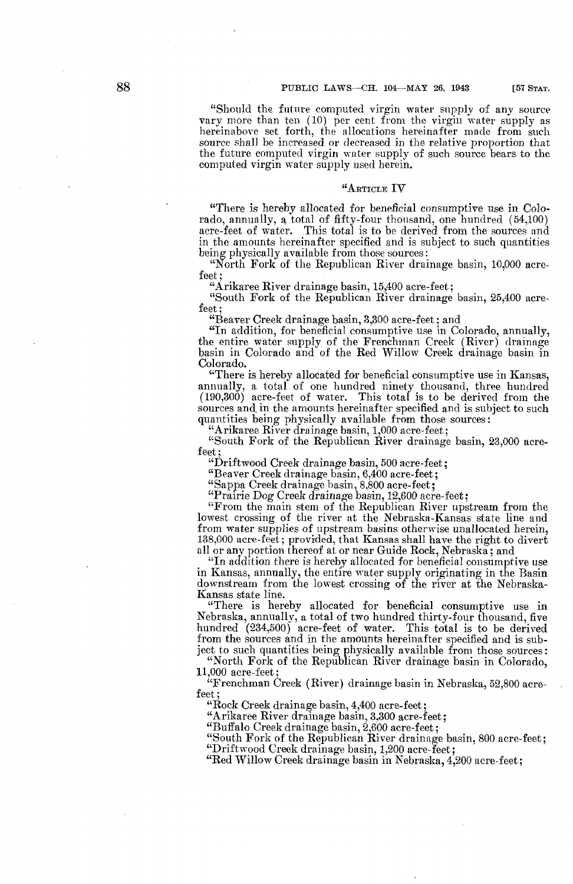"Should the future computed virgin water supply of any source vary more than ten (10) per cent from the virgin water supply as hereinabove set forth, the allocations hereinafter made from such source shall be increased or decreased in the relative proportion that the future computed virgin water supply of such source bears to the computed virgin water supply used herein.

"ARTICLE IV

"There is hereby allocated for beneficial consumptive use in Colorado, annually, a total of fifty-four thousand, one hundred (54,100) acre-feet of water. This total is to be derived from the sources and in the amounts hereinafter specified and is subject to such quantities being physically available from those sources:

"North Fork of the Republican River drainage basin, 10,000 acre-feet;

"Arikaree River drainage basin, 15,400 acre-feet;

"South Fork of the Republican River drainage basin, 25,400 acre-feet;

"Beaver Creek drainage basin, 3,300 acre-feet; and

"In addition, for beneficial consumptive use in Colorado, annually, the entire water supply of the Frenchman Creek (River) drainage basin in Colorado and of the Red Willow Creek drainage basin in Colorado.

"There is hereby allocated for beneficial consumptive use in Kansas, annually, a total of one hundred ninety thousand, three hundred (190,300) acre-feet of water. This total is to be derived from the sources and in the amounts hereinafter specified and is subject to such quantities being physically available from those sources:

"Arikaree River drainage basin, 1,000 acre-feet;

"South Fork of the Republican River drainage basin, 23,000 acre-feet;

"Driftwood Creek drainage basin, 500 acre-feet;

"Beaver Creek drainage basin, 6,400 acre-feet;

"Sappa Creek drainage basin, 8,800 acre-feet;

"Prairie Dog Creek drainage basin, 12,600 acre-feet;

"From the main stem of the Republican River upstream from the lowest crossing of the river at the Nebraska-Kansas state line and from water supplies of upstream basins otherwise unallocated herein, 138,000 acre-feet; provided, that Kansas shall have the right to divert all or any portion thereof at or near Guide Rock, Nebraska; and

"In addition there is hereby allocated for beneficial consumptive use in Kansas, annually, the entire water supply originating in the Basin downstream from the lowest crossing of the river at the Nebraska-Kansas state line.

"There is hereby allocated for beneficial consumptive use in Nebraska, annually, a total of two hundred thirty-four thousand, five hundred (234,500) acre-feet of water. This total is to be derived from the sources and in the amounts hereinafter specified and is subject to such quantities being physically available from those sources:

"North Fork of the Republican River drainage basin in Colorado, 11,000 acre-feet;

"Frenchman Creek (River) drainage basin in Nebraska, 52,800 acre-feet;

"Rock Creek drainage basin, 4,400 acre-feet;

"Arikaree River drainage basin, 3,300 acre-feet;

"Buffalo Creek drainage basin, 2,600 acre-feet;

"South Fork of the Republican River drainage basin, 800 acre-feet;

"Driftwood Creek drainage basin, 1,200 acre-feet;

"Red Willow Creek drainage basin in Nebraska, 4,200 acre-feet;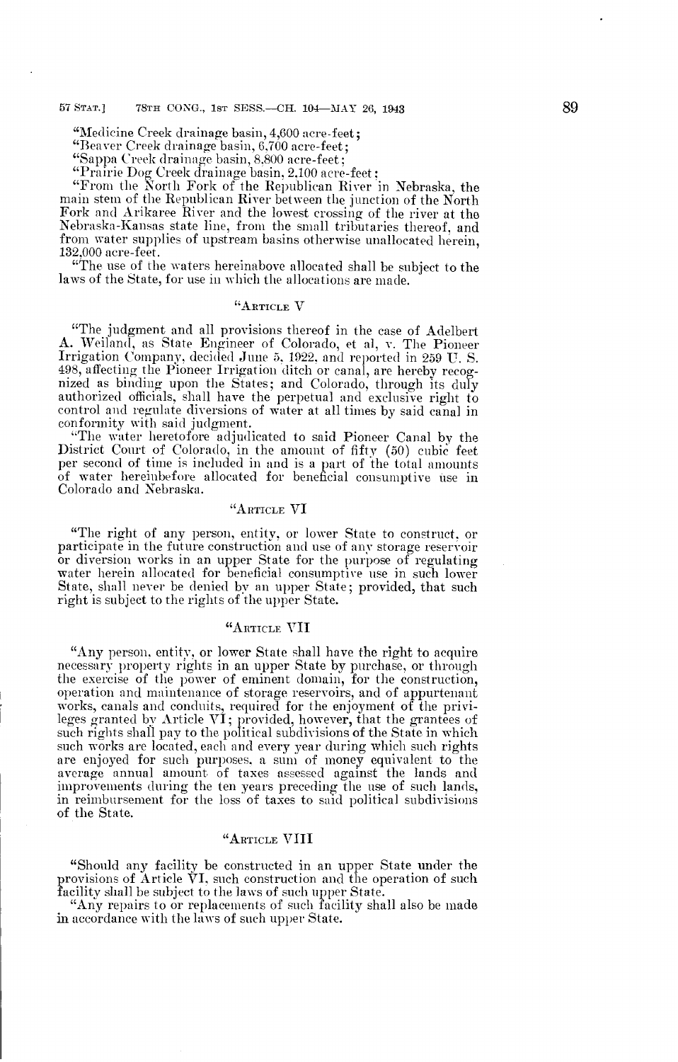"Medicine Creek drainage basin, 4,600 acre-feet;

"Beaver Creek drainage basin, 6,700 acre-feet;

"Sappa Creek drainage basin, 8,800 acre-feet;

"Prairie Dog Creek drainage basin, 2,100 acre-feet;

"From the North Fork of the Republican River in Nebraska, the main stem of the Republican River between the junction of the North Fork and Arikaree River and the lowest crossing of the river at the Nebraska-Kansas state line, from the small tributaries thereof, and from water supplies of upstream basins otherwise unallocated herein, 132,000 acre-feet.

"The use of the waters hereinabove allocated shall be subject to the laws of the State, for use in which the allocations are made.

### "Article V

"The judgment and all provisions thereof in the case of Adelbert A. Weiland, as State Engineer of Colorado, et al, v. The Pioneer Irrigation Company, decided June 5, 1922, and reported in 259 U. S. 498, affecting the Pioneer Irrigation ditch or canal, are hereby recognized as binding upon the States; and Colorado, through its duly authorized officials, shall have the perpetual and exclusive right to control and regulate diversions of water at all times by said canal in conformity with said judgment.

"The water heretofore adjudicated to said Pioneer Canal by the District Court of Colorado, in the amount of fifty (50) cubic feet per second of time is included in and is a part of the total amounts of water hereinbefore allocated for beneficial consumptive use in Colorado and Nebraska.

### "Article VI

"The right of any person, entity, or lower State to construct, or participate in the future construction and use of any storage reservoir or diversion works in an upper State for the purpose of regulating water herein allocated for beneficial consumptive use in such lower State, shall never be denied by an upper State; provided, that such right is subject to the rights of the upper State.

### "Article VII

"Any person, entity, or lower State shall have the right to acquire necessary property rights in an upper State by purchase, or through the exercise of the power of eminent domain, for the construction, operation and maintenance of storage reservoirs, and of appurtenant works, canals and conduits, required for the enjoyment of the privileges granted by Article VI; provided, however, that the grantees of such rights shall pay to the political subdivisions of the State in which such works are located, each and every year during which such rights are enjoyed for such purposes, a sum of money equivalent to the average annual amount of taxes assessed against the lands and improvements during the ten years preceding the use of such lands, in reimbursement for the loss of taxes to said political subdivisions of the State.

### "Article VIII

"Should any facility be constructed in an upper State under the provisions of Article VI, such construction and the operation of such facility shall be subject to the laws of such upper State.

"Any repairs to or replacements of such facility shall also be made in accordance with the laws of such upper State.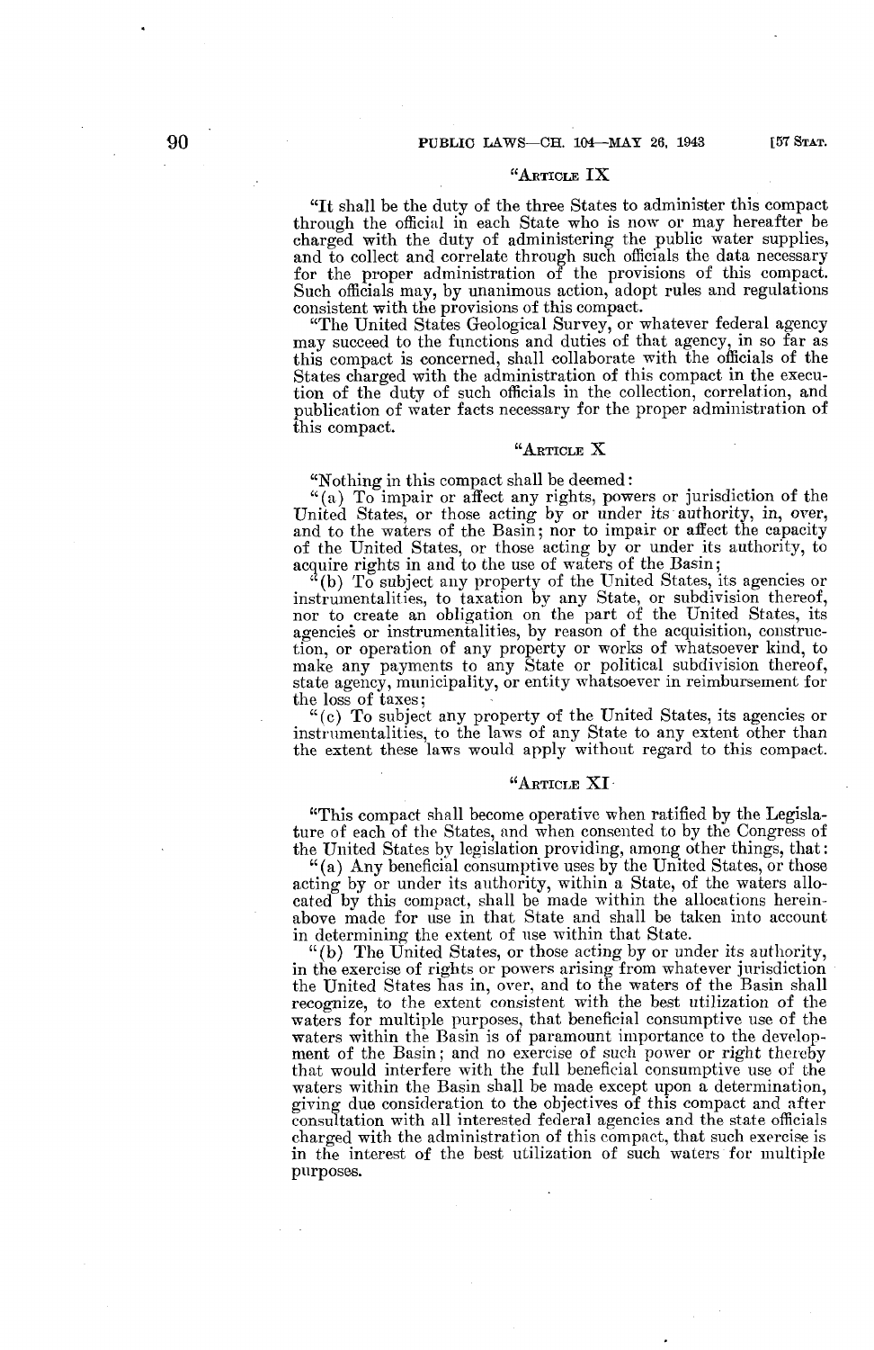"ARTICLE IX

"It shall be the duty of the three States to administer this compact through the official in each State who is now or may hereafter be charged with the duty of administering the public water supplies, and to collect and correlate through such officials the data necessary for the proper administration of the provisions of this compact. Such officials may, by unanimous action, adopt rules and regulations consistent with the provisions of this compact.

"The United States Geological Survey, or whatever federal agency may succeed to the functions and duties of that agency, in so far as this compact is concerned, shall collaborate with the officials of the States charged with the administration of this compact in the execution of the duty of such officials in the collection, correlation, and publication of water facts necessary for the proper administration of this compact.

"ARTICLE X

"Nothing in this compact shall be deemed:

"(a) To impair or affect any rights, powers or jurisdiction of the United States, or those acting by or under its authority, in, over, and to the waters of the Basin; nor to impair or affect the capacity of the United States, or those acting by or under its authority, to acquire rights in and to the use of waters of the Basin;

"(b) To subject any property of the United States, its agencies or instrumentalities, to taxation by any State, or subdivision thereof, nor to create an obligation on the part of the United States, its agencies or instrumentalities, by reason of the acquisition, construction, or operation of any property or works of whatsoever kind, to make any payments to any State or political subdivision thereof, state agency, municipality, or entity whatsoever in reimbursement for the loss of taxes;

"(c) To subject any property of the United States, its agencies or instrumentalities, to the laws of any State to any extent other than the extent these laws would apply without regard to this compact.

"ARTICLE XI

"This compact shall become operative when ratified by the Legislature of each of the States, and when consented to by the Congress of the United States by legislation providing, among other things, that:

"(a) Any beneficial consumptive uses by the United States, or those acting by or under its authority, within a State, of the waters allocated by this compact, shall be made within the allocations hereinabove made for use in that State and shall be taken into account in determining the extent of use within that State.

"(b) The United States, or those acting by or under its authority, in the exercise of rights or powers arising from whatever jurisdiction the United States has in, over, and to the waters of the Basin shall recognize, to the extent consistent with the best utilization of the waters for multiple purposes, that beneficial consumptive use of the waters within the Basin is of paramount importance to the development of the Basin; and no exercise of such power or right thereby that would interfere with the full beneficial consumptive use of the waters within the Basin shall be made except upon a determination, giving due consideration to the objectives of this compact and after consultation with all interested federal agencies and the state officials charged with the administration of this compact, that such exercise is in the interest of the best utilization of such waters for multiple purposes.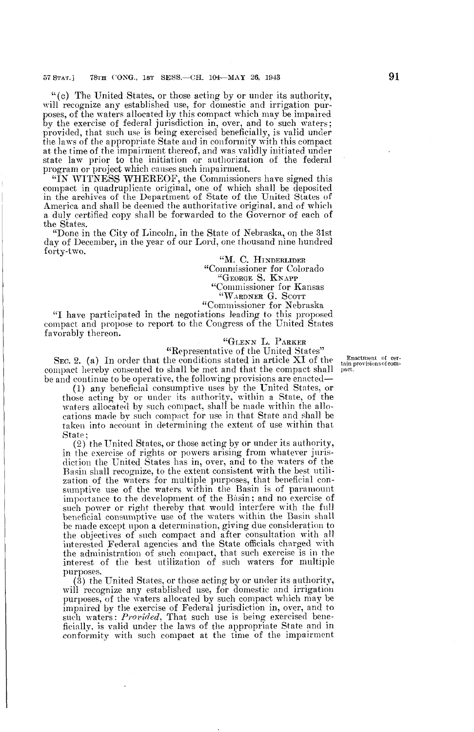"(c) The United States, or those acting by or under its authority, will recognize any established use, for domestic and irrigation purposes, of the waters allocated by this compact which may be impaired by the exercise of federal jurisdiction in, over, and to such waters; provided, that such use is being exercised beneficially, is valid under the laws of the appropriate State and in conformity with this compact at the time of the impairment thereof, and was validly initiated under state law prior to the initiation or authorization of the federal program or project which causes such impairment.

"IN WITNESS WHEREOF, the Commissioners have signed this compact in quadruplicate original, one of which shall be deposited in the archives of the Department of State of the United States of America and shall be deemed the authoritative original, and of which a duly certified copy shall be forwarded to the Governor of each of the States.

"Done in the City of Lincoln, in the State of Nebraska, on the 31st day of December, in the year of our Lord, one thousand nine hundred forty-two.

"M. C. HINDERLIDER
"Commissioner for Colorado
"GEORGE S. KNAPP
"Commissioner for Kansas
"WARDNER G. SCOTT
"Commissioner for Nebraska

"I have participated in the negotiations leading to this proposed compact and propose to report to the Congress of the United States favorably thereon.

"GLENN L. PARKER
"Representative of the United States"

Enactment of certain provisions of compact.

SEC. 2. (a) In order that the conditions stated in article XI of the compact hereby consented to shall be met and that the compact shall be and continue to be operative, the following provisions are enacted—

(1) any beneficial consumptive uses by the United States, or those acting by or under its authority, within a State, of the waters allocated by such compact, shall be made within the allocations made by such compact for use in that State and shall be taken into account in determining the extent of use within that State;

(2) the United States, or those acting by or under its authority, in the exercise of rights or powers arising from whatever jurisdiction the United States has in, over, and to the waters of the Basin shall recognize, to the extent consistent with the best utilization of the waters for multiple purposes, that beneficial consumptive use of the waters within the Basin is of paramount importance to the development of the Basin; and no exercise of such power or right thereby that would interfere with the full beneficial consumptive use of the waters within the Basin shall be made except upon a determination, giving due consideration to the objectives of such compact and after consultation with all interested Federal agencies and the State officials charged with the administration of such compact, that such exercise is in the interest of the best utilization of such waters for multiple purposes.

(3) the United States, or those acting by or under its authority, will recognize any established use, for domestic and irrigation purposes, of the waters allocated by such compact which may be impaired by the exercise of Federal jurisdiction in, over, and to such waters: *Provided*, That such use is being exercised beneficially, is valid under the laws of the appropriate State and in conformity with such compact at the time of the impairment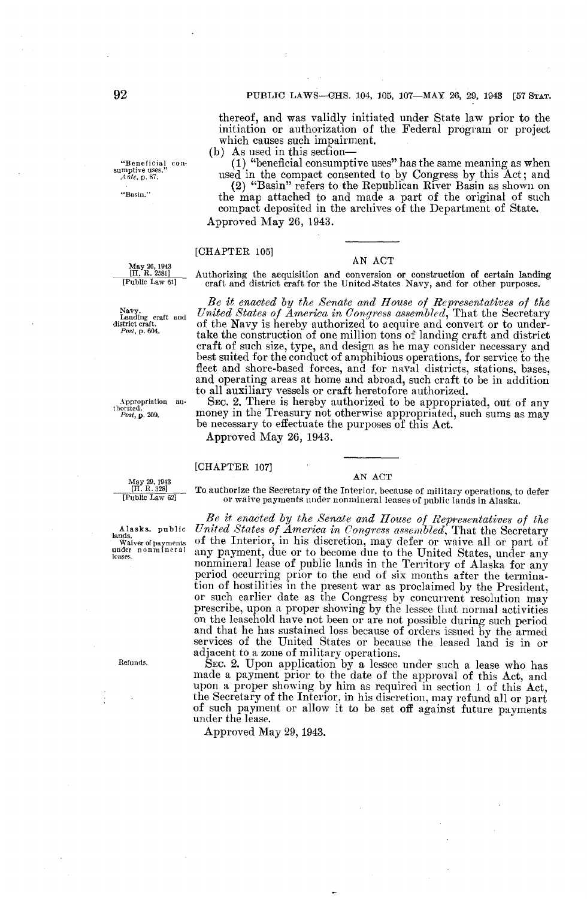thereof, and was validly initiated under State law prior to the initiation or authorization of the Federal program or project which causes such impairment.

(b) As used in this section—

"Beneficial consumptive uses." *Ante*, p. 87.

(1) "beneficial consumptive uses" has the same meaning as when used in the compact consented to by Congress by this Act; and

"Basin."

(2) "Basin" refers to the Republican River Basin as shown on the map attached to and made a part of the original of such compact deposited in the archives of the Department of State.

Approved May 26, 1943.

---

[CHAPTER 105]

## AN ACT

May 26, 1943
[H. R. 2581]
[Public Law 61]

Authorizing the acquisition and conversion or construction of certain landing craft and district craft for the United States Navy, and for other purposes.

Navy.
Landing craft and district craft.
*Post*, p. 604.

*Be it enacted by the Senate and House of Representatives of the United States of America in Congress assembled*, That the Secretary of the Navy is hereby authorized to acquire and convert or to undertake the construction of one million tons of landing craft and district craft of such size, type, and design as he may consider necessary and best suited for the conduct of amphibious operations, for service to the fleet and shore-based forces, and for naval districts, stations, bases, and operating areas at home and abroad, such craft to be in addition to all auxiliary vessels or craft heretofore authorized.

Appropriation authorized.
*Post*, p. 209.

SEC. 2. There is hereby authorized to be appropriated, out of any money in the Treasury not otherwise appropriated, such sums as may be necessary to effectuate the purposes of this Act.

Approved May 26, 1943.

---

[CHAPTER 107]

## AN ACT

May 29, 1943
[H. R. 328]
[Public Law 62]

To authorize the Secretary of the Interior, because of military operations, to defer or waive payments under nonmineral leases of public lands in Alaska.

Alaska, public lands.
Waiver of payments under nonmineral leases.

*Be it enacted by the Senate and House of Representatives of the United States of America in Congress assembled*, That the Secretary of the Interior, in his discretion, may defer or waive all or part of any payment, due or to become due to the United States, under any nonmineral lease of public lands in the Territory of Alaska for any period occurring prior to the end of six months after the termination of hostilities in the present war as proclaimed by the President, or such earlier date as the Congress by concurrent resolution may prescribe, upon a proper showing by the lessee that normal activities on the leasehold have not been or are not possible during such period and that he has sustained loss because of orders issued by the armed services of the United States or because the leased land is in or adjacent to a zone of military operations.

Refunds.

SEC. 2. Upon application by a lessee under such a lease who has made a payment prior to the date of the approval of this Act, and upon a proper showing by him as required in section 1 of this Act, the Secretary of the Interior, in his discretion, may refund all or part of such payment or allow it to be set off against future payments under the lease.

Approved May 29, 1943.